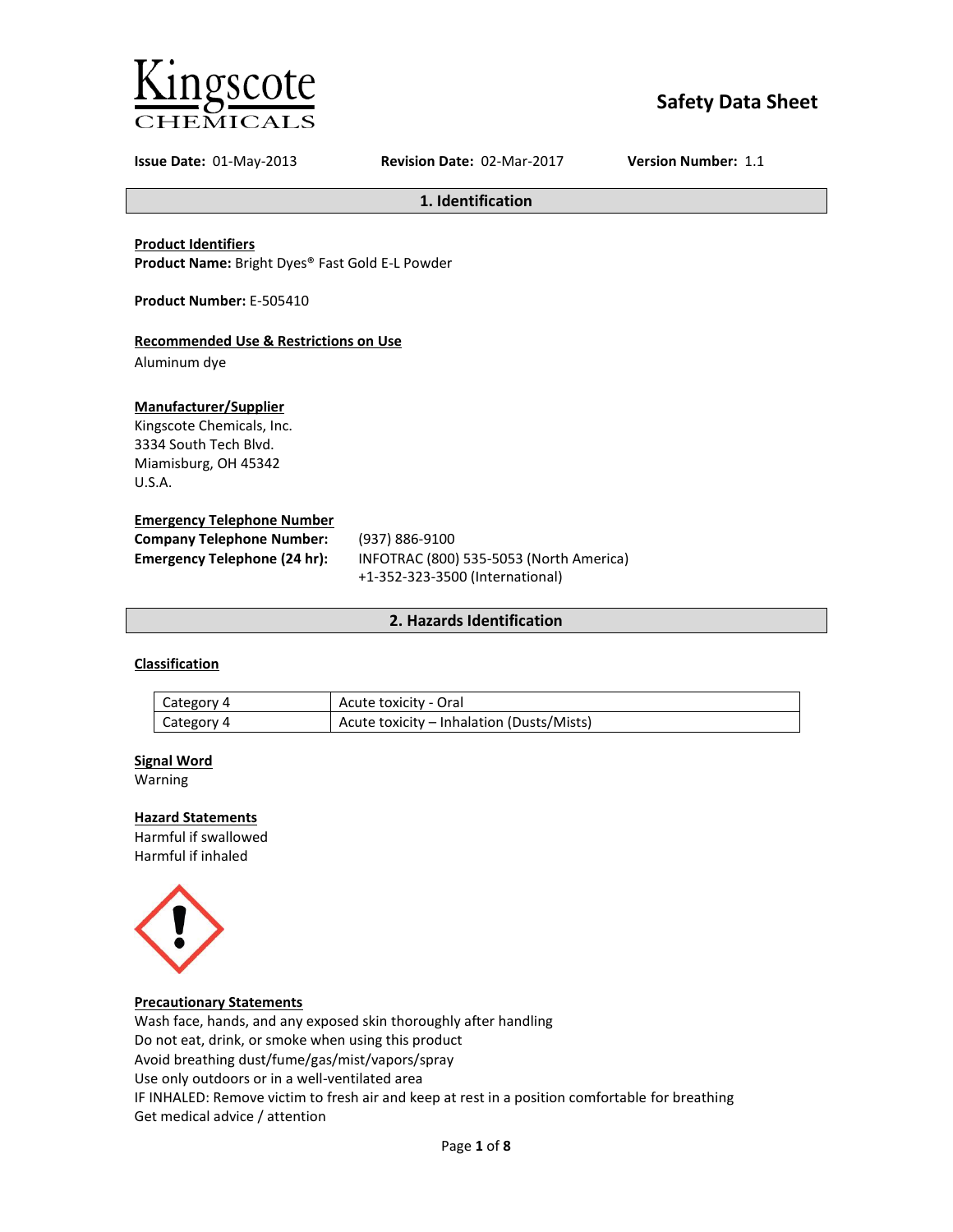Kingscote CHEMICALS

# Safety Data Sheet

**Issue Date:** 01-May-2013 **Revision Date:** 02-Mar-2017 **Version Number:** 1.1

## 1. Identification

**Product Identifiers**

**Product Name:** Bright Dyes® Fast Gold E-L Powder

**Product Number:** E-505410

**Recommended Use & Restrictions on Use**

Aluminum dye

**Manufacturer/Supplier**

Kingscote Chemicals, Inc.
3334 South Tech Blvd.
Miamisburg, OH 45342
U.S.A.

**Emergency Telephone Number**

**Company Telephone Number:** (937) 886-9100

**Emergency Telephone (24 hr):** INFOTRAC (800) 535-5053 (North America)
+1-352-323-3500 (International)

## 2. Hazards Identification

**Classification**

| Category | Hazard |
|---|---|
| Category 4 | Acute toxicity - Oral |
| Category 4 | Acute toxicity – Inhalation (Dusts/Mists) |

**Signal Word**

Warning

**Hazard Statements**

Harmful if swallowed
Harmful if inhaled

**Precautionary Statements**

Wash face, hands, and any exposed skin thoroughly after handling
Do not eat, drink, or smoke when using this product
Avoid breathing dust/fume/gas/mist/vapors/spray
Use only outdoors or in a well-ventilated area
IF INHALED: Remove victim to fresh air and keep at rest in a position comfortable for breathing
Get medical advice / attention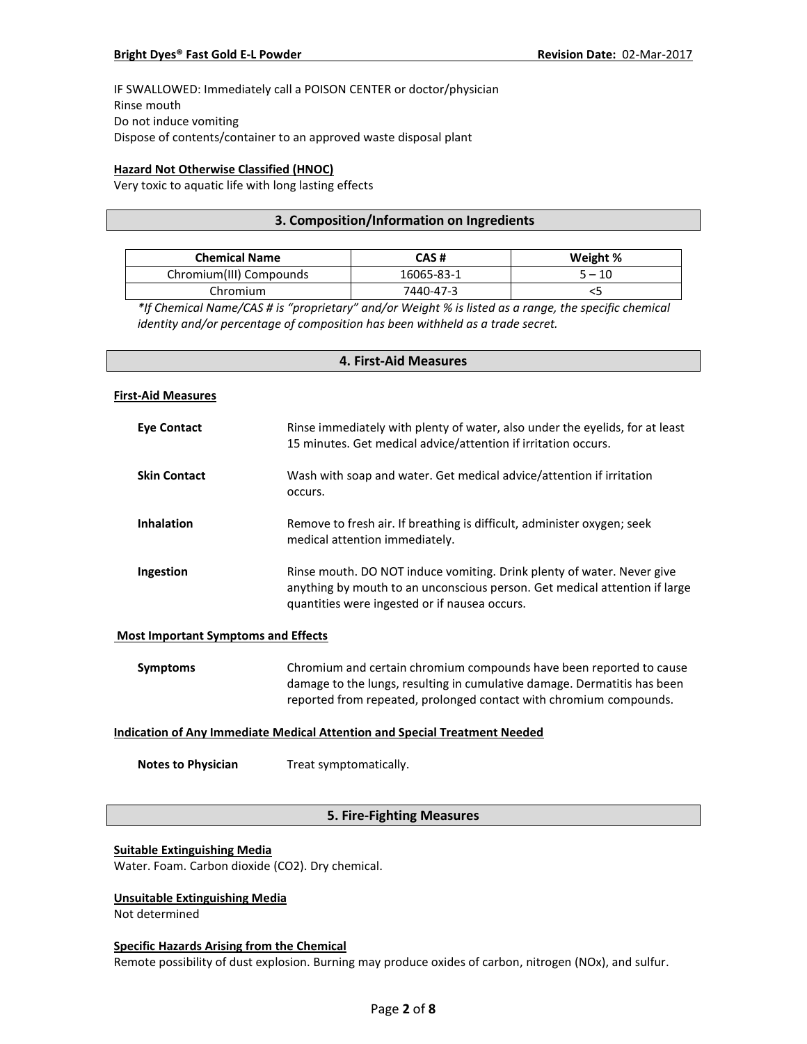IF SWALLOWED: Immediately call a POISON CENTER or doctor/physician
Rinse mouth
Do not induce vomiting
Dispose of contents/container to an approved waste disposal plant

**Hazard Not Otherwise Classified (HNOC)**

Very toxic to aquatic life with long lasting effects

## 3. Composition/Information on Ingredients

| Chemical Name | CAS # | Weight % |
|---|---|---|
| Chromium(III) Compounds | 16065-83-1 | 5 – 10 |
| Chromium | 7440-47-3 | <5 |

*\*If Chemical Name/CAS # is "proprietary" and/or Weight % is listed as a range, the specific chemical identity and/or percentage of composition has been withheld as a trade secret.*

## 4. First-Aid Measures

**First-Aid Measures**

**Eye Contact** Rinse immediately with plenty of water, also under the eyelids, for at least 15 minutes. Get medical advice/attention if irritation occurs.

**Skin Contact** Wash with soap and water. Get medical advice/attention if irritation occurs.

**Inhalation** Remove to fresh air. If breathing is difficult, administer oxygen; seek medical attention immediately.

**Ingestion** Rinse mouth. DO NOT induce vomiting. Drink plenty of water. Never give anything by mouth to an unconscious person. Get medical attention if large quantities were ingested or if nausea occurs.

**Most Important Symptoms and Effects**

**Symptoms** Chromium and certain chromium compounds have been reported to cause damage to the lungs, resulting in cumulative damage. Dermatitis has been reported from repeated, prolonged contact with chromium compounds.

**Indication of Any Immediate Medical Attention and Special Treatment Needed**

**Notes to Physician** Treat symptomatically.

## 5. Fire-Fighting Measures

**Suitable Extinguishing Media**

Water. Foam. Carbon dioxide ($CO_2$). Dry chemical.

**Unsuitable Extinguishing Media**

Not determined

**Specific Hazards Arising from the Chemical**

Remote possibility of dust explosion. Burning may produce oxides of carbon, nitrogen ($NO_x$), and sulfur.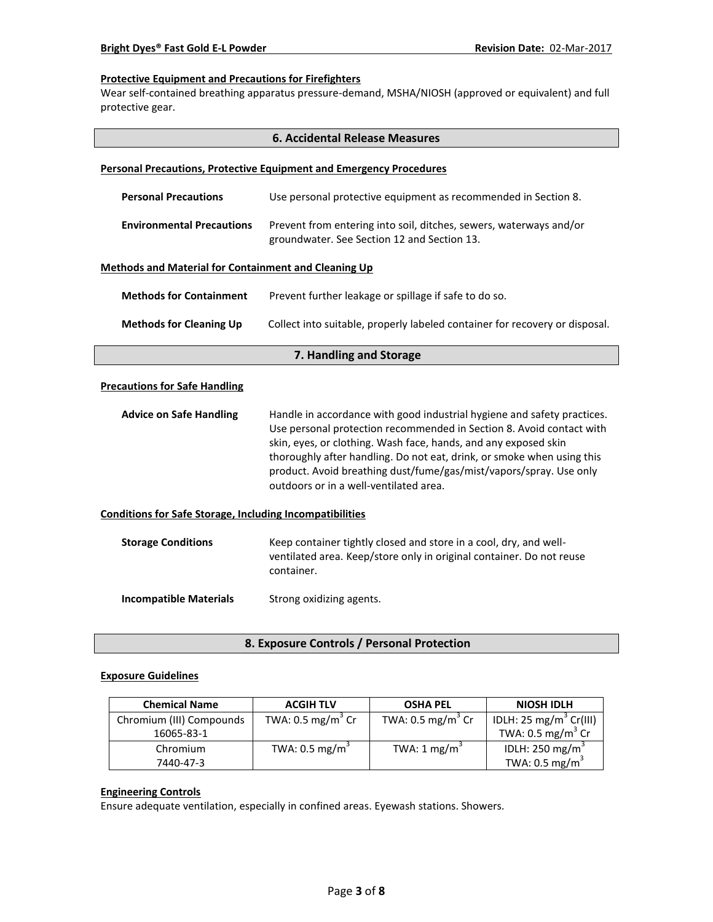#### Protective Equipment and Precautions for Firefighters

Wear self-contained breathing apparatus pressure-demand, MSHA/NIOSH (approved or equivalent) and full protective gear.

## 6. Accidental Release Measures

#### Personal Precautions, Protective Equipment and Emergency Procedures

**Personal Precautions** Use personal protective equipment as recommended in Section 8.

**Environmental Precautions** Prevent from entering into soil, ditches, sewers, waterways and/or groundwater. See Section 12 and Section 13.

#### Methods and Material for Containment and Cleaning Up

**Methods for Containment** Prevent further leakage or spillage if safe to do so.

**Methods for Cleaning Up** Collect into suitable, properly labeled container for recovery or disposal.

## 7. Handling and Storage

#### Precautions for Safe Handling

**Advice on Safe Handling** Handle in accordance with good industrial hygiene and safety practices. Use personal protection recommended in Section 8. Avoid contact with skin, eyes, or clothing. Wash face, hands, and any exposed skin thoroughly after handling. Do not eat, drink, or smoke when using this product. Avoid breathing dust/fume/gas/mist/vapors/spray. Use only outdoors or in a well-ventilated area.

#### Conditions for Safe Storage, Including Incompatibilities

**Storage Conditions** Keep container tightly closed and store in a cool, dry, and well-ventilated area. Keep/store only in original container. Do not reuse container.

**Incompatible Materials** Strong oxidizing agents.

## 8. Exposure Controls / Personal Protection

#### Exposure Guidelines

| Chemical Name | ACGIH TLV | OSHA PEL | NIOSH IDLH |
|---|---|---|---|
| Chromium (III) Compounds 16065-83-1 | TWA: 0.5 $mg/m^3$ Cr | TWA: 0.5 $mg/m^3$ Cr | IDLH: 25 $mg/m^3$ Cr(III) TWA: 0.5 $mg/m^3$ Cr |
| Chromium 7440-47-3 | TWA: 0.5 $mg/m^3$ | TWA: 1 $mg/m^3$ | IDLH: 250 $mg/m^3$ TWA: 0.5 $mg/m^3$ |

#### Engineering Controls

Ensure adequate ventilation, especially in confined areas. Eyewash stations. Showers.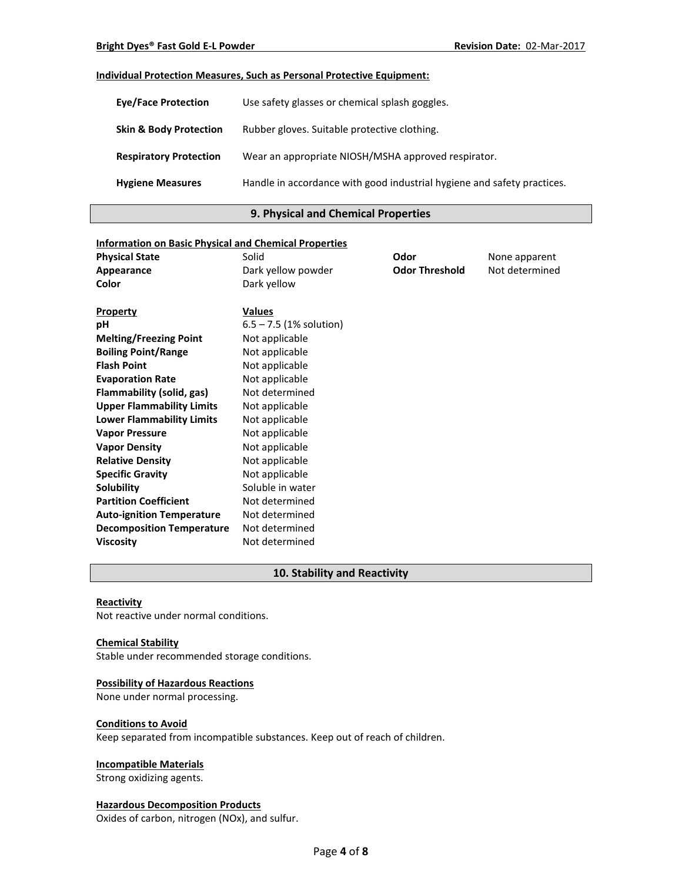**Individual Protection Measures, Such as Personal Protective Equipment:**

| | |
|---|---|
| **Eye/Face Protection** | Use safety glasses or chemical splash goggles. |
| **Skin & Body Protection** | Rubber gloves. Suitable protective clothing. |
| **Respiratory Protection** | Wear an appropriate NIOSH/MSHA approved respirator. |
| **Hygiene Measures** | Handle in accordance with good industrial hygiene and safety practices. |

## 9. Physical and Chemical Properties

**Information on Basic Physical and Chemical Properties**

| | | | |
|---|---|---|---|
| **Physical State** | Solid | **Odor** | None apparent |
| **Appearance** | Dark yellow powder | **Odor Threshold** | Not determined |
| **Color** | Dark yellow | | |

| **Property** | **Values** |
|---|---|
| **pH** | 6.5 – 7.5 (1% solution) |
| **Melting/Freezing Point** | Not applicable |
| **Boiling Point/Range** | Not applicable |
| **Flash Point** | Not applicable |
| **Evaporation Rate** | Not applicable |
| **Flammability (solid, gas)** | Not determined |
| **Upper Flammability Limits** | Not applicable |
| **Lower Flammability Limits** | Not applicable |
| **Vapor Pressure** | Not applicable |
| **Vapor Density** | Not applicable |
| **Relative Density** | Not applicable |
| **Specific Gravity** | Not applicable |
| **Solubility** | Soluble in water |
| **Partition Coefficient** | Not determined |
| **Auto-ignition Temperature** | Not determined |
| **Decomposition Temperature** | Not determined |
| **Viscosity** | Not determined |

## 10. Stability and Reactivity

**Reactivity**
Not reactive under normal conditions.

**Chemical Stability**
Stable under recommended storage conditions.

**Possibility of Hazardous Reactions**
None under normal processing.

**Conditions to Avoid**
Keep separated from incompatible substances. Keep out of reach of children.

**Incompatible Materials**
Strong oxidizing agents.

**Hazardous Decomposition Products**
Oxides of carbon, nitrogen (NOx), and sulfur.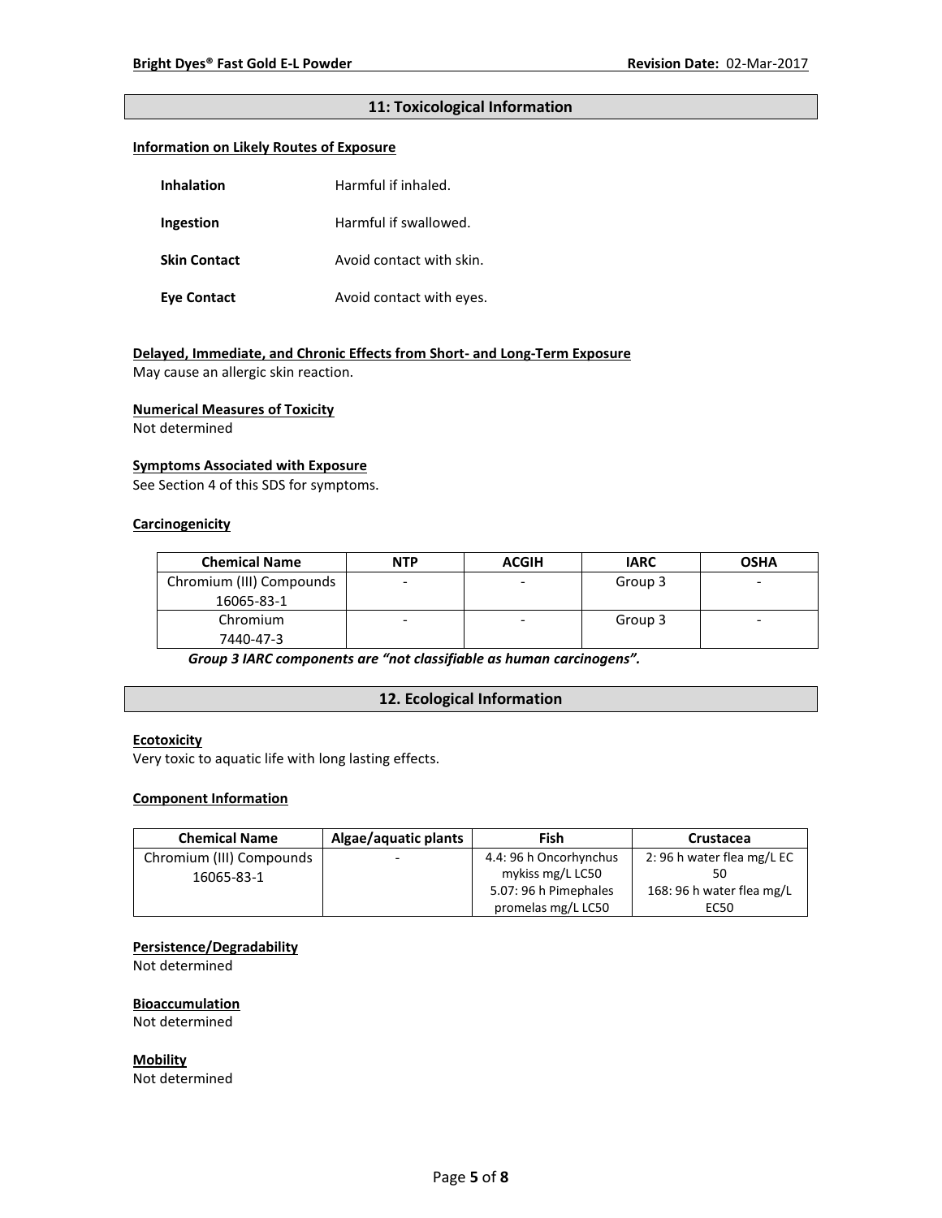## 11: Toxicological Information

**Information on Likely Routes of Exposure**

| | |
|---|---|
| **Inhalation** | Harmful if inhaled. |
| **Ingestion** | Harmful if swallowed. |
| **Skin Contact** | Avoid contact with skin. |
| **Eye Contact** | Avoid contact with eyes. |

**Delayed, Immediate, and Chronic Effects from Short- and Long-Term Exposure**

May cause an allergic skin reaction.

**Numerical Measures of Toxicity**

Not determined

**Symptoms Associated with Exposure**

See Section 4 of this SDS for symptoms.

**Carcinogenicity**

| Chemical Name | NTP | ACGIH | IARC | OSHA |
|---|---|---|---|---|
| Chromium (III) Compounds 16065-83-1 | - | - | Group 3 | - |
| Chromium 7440-47-3 | - | - | Group 3 | - |

***Group 3 IARC components are "not classifiable as human carcinogens".***

## 12. Ecological Information

**Ecotoxicity**

Very toxic to aquatic life with long lasting effects.

**Component Information**

| Chemical Name | Algae/aquatic plants | Fish | Crustacea |
|---|---|---|---|
| Chromium (III) Compounds 16065-83-1 | - | 4.4: 96 h Oncorhynchus mykiss mg/L LC50<br>5.07: 96 h Pimephales promelas mg/L LC50 | 2: 96 h water flea mg/L EC 50<br>168: 96 h water flea mg/L EC50 |

**Persistence/Degradability**

Not determined

**Bioaccumulation**

Not determined

**Mobility**

Not determined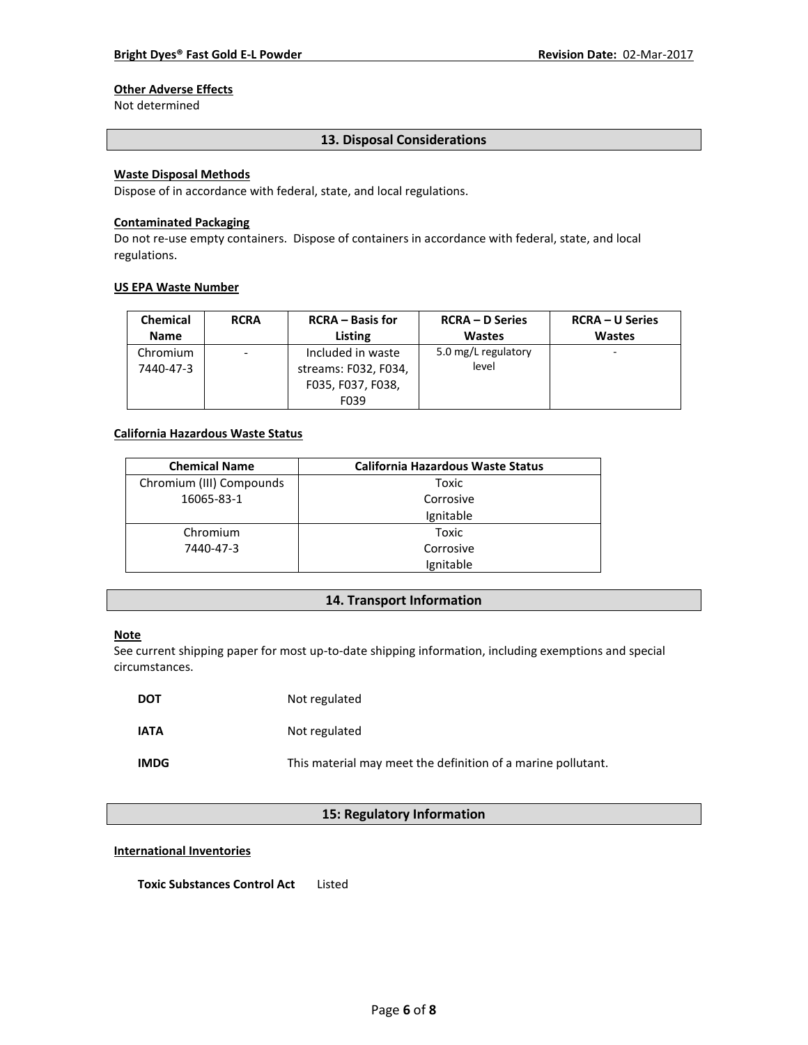**Other Adverse Effects**

Not determined

## 13. Disposal Considerations

**Waste Disposal Methods**

Dispose of in accordance with federal, state, and local regulations.

**Contaminated Packaging**

Do not re-use empty containers. Dispose of containers in accordance with federal, state, and local regulations.

**US EPA Waste Number**

| Chemical Name | RCRA | RCRA – Basis for Listing | RCRA – D Series Wastes | RCRA – U Series Wastes |
|---|---|---|---|---|
| Chromium 7440-47-3 | - | Included in waste streams: F032, F034, F035, F037, F038, F039 | 5.0 mg/L regulatory level | - |

**California Hazardous Waste Status**

| Chemical Name | California Hazardous Waste Status |
|---|---|
| Chromium (III) Compounds 16065-83-1 | Toxic Corrosive Ignitable |
| Chromium 7440-47-3 | Toxic Corrosive Ignitable |

## 14. Transport Information

**Note**

See current shipping paper for most up-to-date shipping information, including exemptions and special circumstances.

**DOT** Not regulated

**IATA** Not regulated

**IMDG** This material may meet the definition of a marine pollutant.

## 15: Regulatory Information

**International Inventories**

**Toxic Substances Control Act** Listed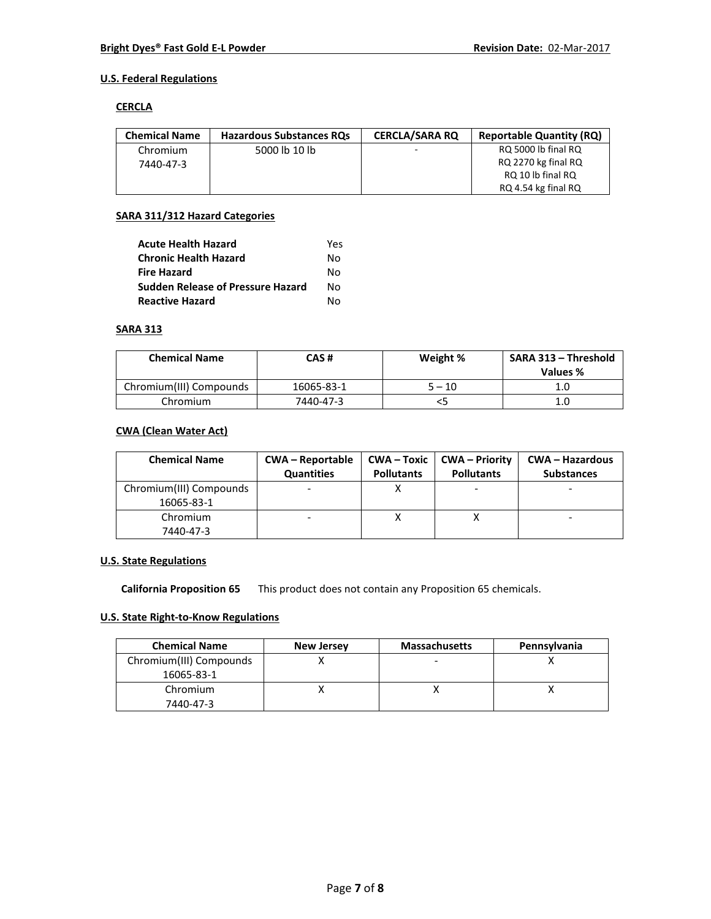## U.S. Federal Regulations

### CERCLA

| Chemical Name | Hazardous Substances RQs | CERCLA/SARA RQ | Reportable Quantity (RQ) |
|---|---|---|---|
| Chromium 7440-47-3 | 5000 lb 10 lb | - | RQ 5000 lb final RQ RQ 2270 kg final RQ RQ 10 lb final RQ RQ 4.54 kg final RQ |

### SARA 311/312 Hazard Categories

| | |
|---|---|
| **Acute Health Hazard** | Yes |
| **Chronic Health Hazard** | No |
| **Fire Hazard** | No |
| **Sudden Release of Pressure Hazard** | No |
| **Reactive Hazard** | No |

### SARA 313

| Chemical Name | CAS # | Weight % | SARA 313 – Threshold Values % |
|---|---|---|---|
| Chromium(III) Compounds | 16065-83-1 | 5 – 10 | 1.0 |
| Chromium | 7440-47-3 | <5 | 1.0 |

### CWA (Clean Water Act)

| Chemical Name | CWA – Reportable Quantities | CWA – Toxic Pollutants | CWA – Priority Pollutants | CWA – Hazardous Substances |
|---|---|---|---|---|
| Chromium(III) Compounds 16065-83-1 | - | X | - | - |
| Chromium 7440-47-3 | - | X | X | - |

## U.S. State Regulations

**California Proposition 65** This product does not contain any Proposition 65 chemicals.

## U.S. State Right-to-Know Regulations

| Chemical Name | New Jersey | Massachusetts | Pennsylvania |
|---|---|---|---|
| Chromium(III) Compounds 16065-83-1 | X | - | X |
| Chromium 7440-47-3 | X | X | X |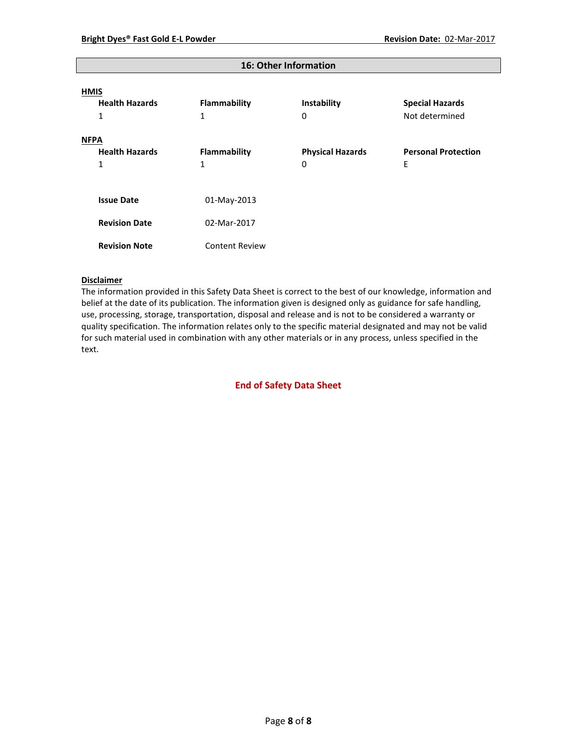## 16: Other Information

**HMIS**

| Health Hazards | Flammability | Instability | Special Hazards |
|---|---|---|---|
| 1 | 1 | 0 | Not determined |

**NFPA**

| Health Hazards | Flammability | Physical Hazards | Personal Protection |
|---|---|---|---|
| 1 | 1 | 0 | E |

| | |
|---|---|
| **Issue Date** | 01-May-2013 |
| **Revision Date** | 02-Mar-2017 |
| **Revision Note** | Content Review |

**Disclaimer**

The information provided in this Safety Data Sheet is correct to the best of our knowledge, information and belief at the date of its publication. The information given is designed only as guidance for safe handling, use, processing, storage, transportation, disposal and release and is not to be considered a warranty or quality specification. The information relates only to the specific material designated and may not be valid for such material used in combination with any other materials or in any process, unless specified in the text.

**End of Safety Data Sheet**